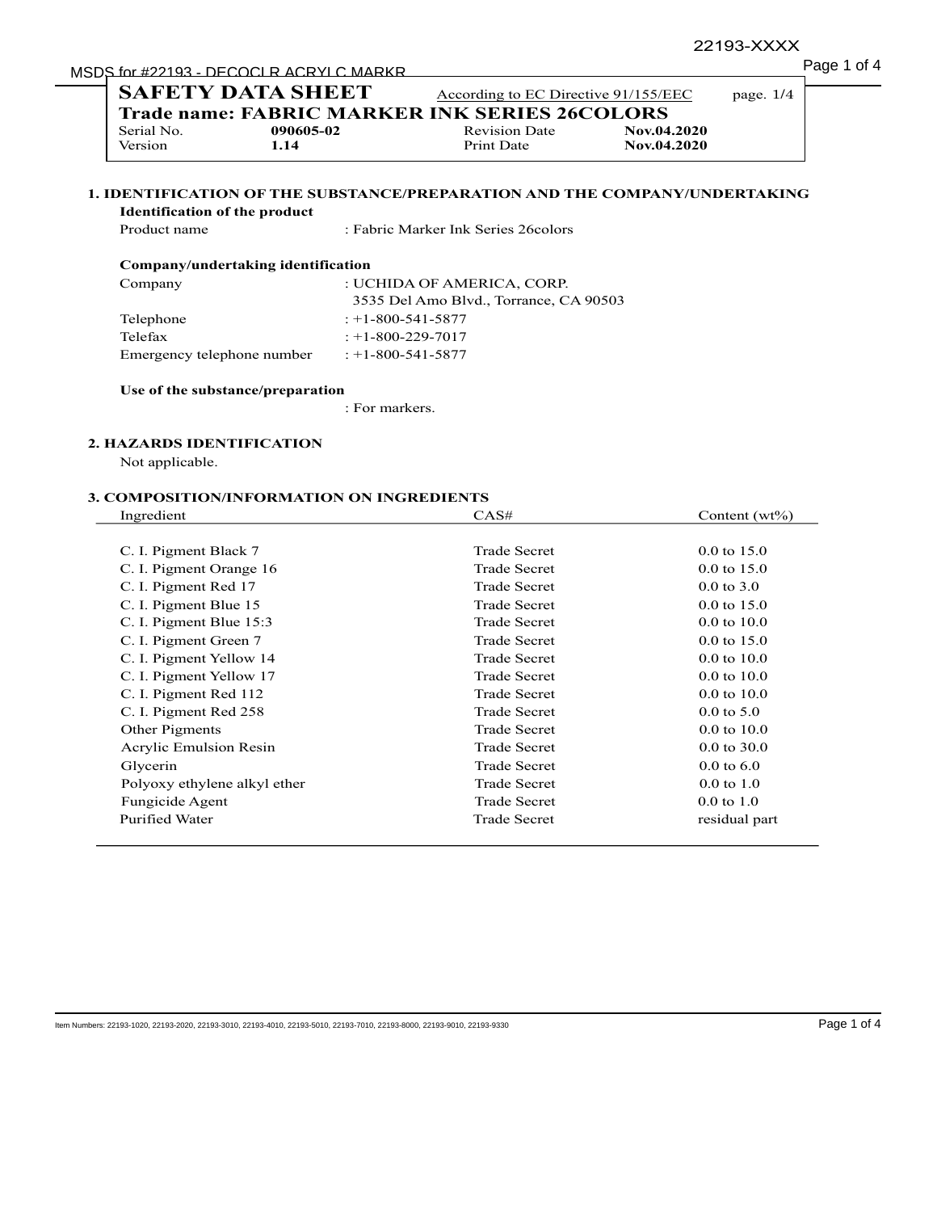# SAFETY DATA SHEET

According to EC Directive 91/155/EEC

**Trade name: FABRIC MARKER INK SERIES 26COLORS**

| Serial No. | **090605-02** | Revision Date | **Nov.04.2020** |
|---|---|---|---|
| Version | **1.14** | Print Date | **Nov.04.2020** |

## 1. IDENTIFICATION OF THE SUBSTANCE/PREPARATION AND THE COMPANY/UNDERTAKING

**Identification of the product**

Product name : Fabric Marker Ink Series 26colors

**Company/undertaking identification**

Company : UCHIDA OF AMERICA, CORP.
3535 Del Amo Blvd., Torrance, CA 90503

Telephone : +1-800-541-5877

Telefax : +1-800-229-7017

Emergency telephone number : +1-800-541-5877

**Use of the substance/preparation**

: For markers.

## 2. HAZARDS IDENTIFICATION

Not applicable.

## 3. COMPOSITION/INFORMATION ON INGREDIENTS

| Ingredient | CAS# | Content (wt%) |
|---|---|---|
| C. I. Pigment Black 7 | Trade Secret | 0.0 to 15.0 |
| C. I. Pigment Orange 16 | Trade Secret | 0.0 to 15.0 |
| C. I. Pigment Red 17 | Trade Secret | 0.0 to 3.0 |
| C. I. Pigment Blue 15 | Trade Secret | 0.0 to 15.0 |
| C. I. Pigment Blue 15:3 | Trade Secret | 0.0 to 10.0 |
| C. I. Pigment Green 7 | Trade Secret | 0.0 to 15.0 |
| C. I. Pigment Yellow 14 | Trade Secret | 0.0 to 10.0 |
| C. I. Pigment Yellow 17 | Trade Secret | 0.0 to 10.0 |
| C. I. Pigment Red 112 | Trade Secret | 0.0 to 10.0 |
| C. I. Pigment Red 258 | Trade Secret | 0.0 to 5.0 |
| Other Pigments | Trade Secret | 0.0 to 10.0 |
| Acrylic Emulsion Resin | Trade Secret | 0.0 to 30.0 |
| Glycerin | Trade Secret | 0.0 to 6.0 |
| Polyoxy ethylene alkyl ether | Trade Secret | 0.0 to 1.0 |
| Fungicide Agent | Trade Secret | 0.0 to 1.0 |
| Purified Water | Trade Secret | residual part |

Item Numbers: 22193-1020, 22193-2020, 22193-3010, 22193-4010, 22193-5010, 22193-7010, 22193-8000, 22193-9010, 22193-9330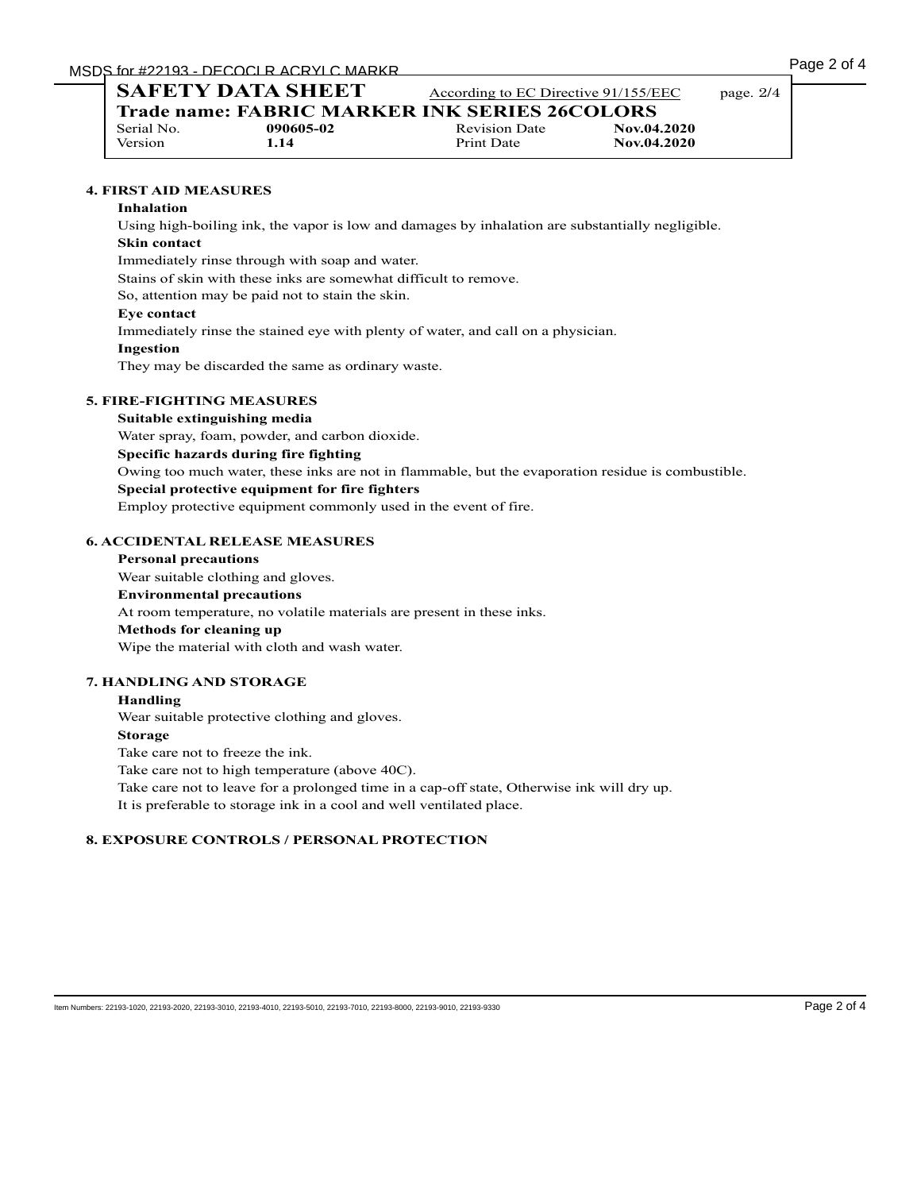## 4. FIRST AID MEASURES

**Inhalation**

Using high-boiling ink, the vapor is low and damages by inhalation are substantially negligible.

**Skin contact**

Immediately rinse through with soap and water.

Stains of skin with these inks are somewhat difficult to remove.

So, attention may be paid not to stain the skin.

**Eye contact**

Immediately rinse the stained eye with plenty of water, and call on a physician.

**Ingestion**

They may be discarded the same as ordinary waste.

## 5. FIRE-FIGHTING MEASURES

**Suitable extinguishing media**

Water spray, foam, powder, and carbon dioxide.

**Specific hazards during fire fighting**

Owing too much water, these inks are not in flammable, but the evaporation residue is combustible.

**Special protective equipment for fire fighters**

Employ protective equipment commonly used in the event of fire.

## 6. ACCIDENTAL RELEASE MEASURES

**Personal precautions**

Wear suitable clothing and gloves.

**Environmental precautions**

At room temperature, no volatile materials are present in these inks.

**Methods for cleaning up**

Wipe the material with cloth and wash water.

## 7. HANDLING AND STORAGE

**Handling**

Wear suitable protective clothing and gloves.

**Storage**

Take care not to freeze the ink.

Take care not to high temperature (above 40C).

Take care not to leave for a prolonged time in a cap-off state, Otherwise ink will dry up.

It is preferable to storage ink in a cool and well ventilated place.

## 8. EXPOSURE CONTROLS / PERSONAL PROTECTION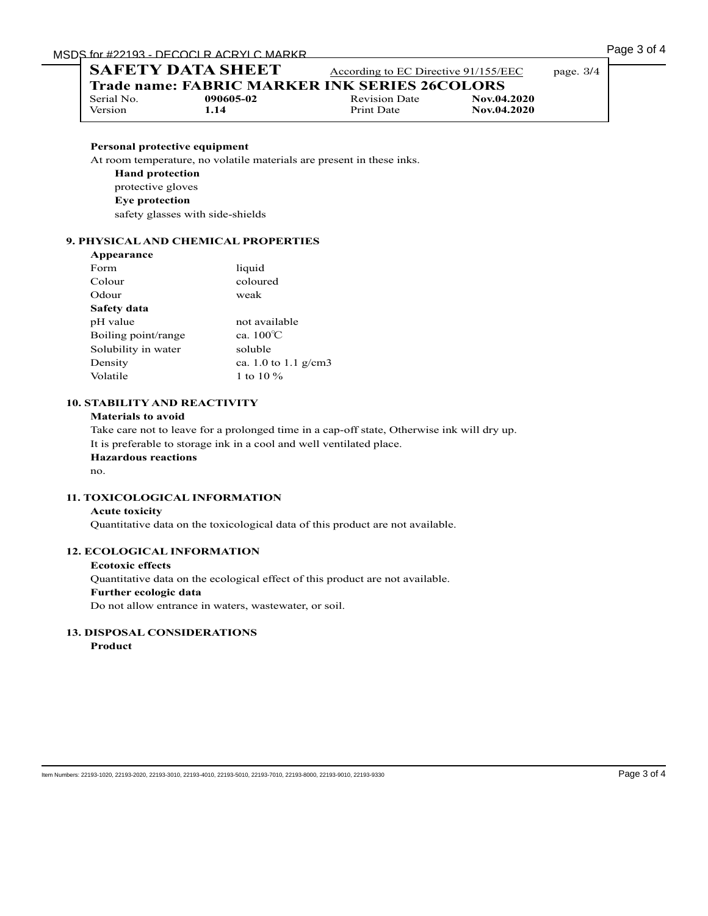**Personal protective equipment**

At room temperature, no volatile materials are present in these inks.

**Hand protection**

protective gloves

**Eye protection**

safety glasses with side-shields

## 9. PHYSICAL AND CHEMICAL PROPERTIES

**Appearance**

| | |
|---|---|
| Form | liquid |
| Colour | coloured |
| Odour | weak |

**Safety data**

| | |
|---|---|
| pH value | not available |
| Boiling point/range | ca. 100℃ |
| Solubility in water | soluble |
| Density | ca. 1.0 to 1.1 g/cm3 |
| Volatile | 1 to 10 % |

## 10. STABILITY AND REACTIVITY

**Materials to avoid**

Take care not to leave for a prolonged time in a cap-off state, Otherwise ink will dry up.
It is preferable to storage ink in a cool and well ventilated place.

**Hazardous reactions**

no.

## 11. TOXICOLOGICAL INFORMATION

**Acute toxicity**

Quantitative data on the toxicological data of this product are not available.

## 12. ECOLOGICAL INFORMATION

**Ecotoxic effects**

Quantitative data on the ecological effect of this product are not available.

**Further ecologic data**

Do not allow entrance in waters, wastewater, or soil.

## 13. DISPOSAL CONSIDERATIONS

**Product**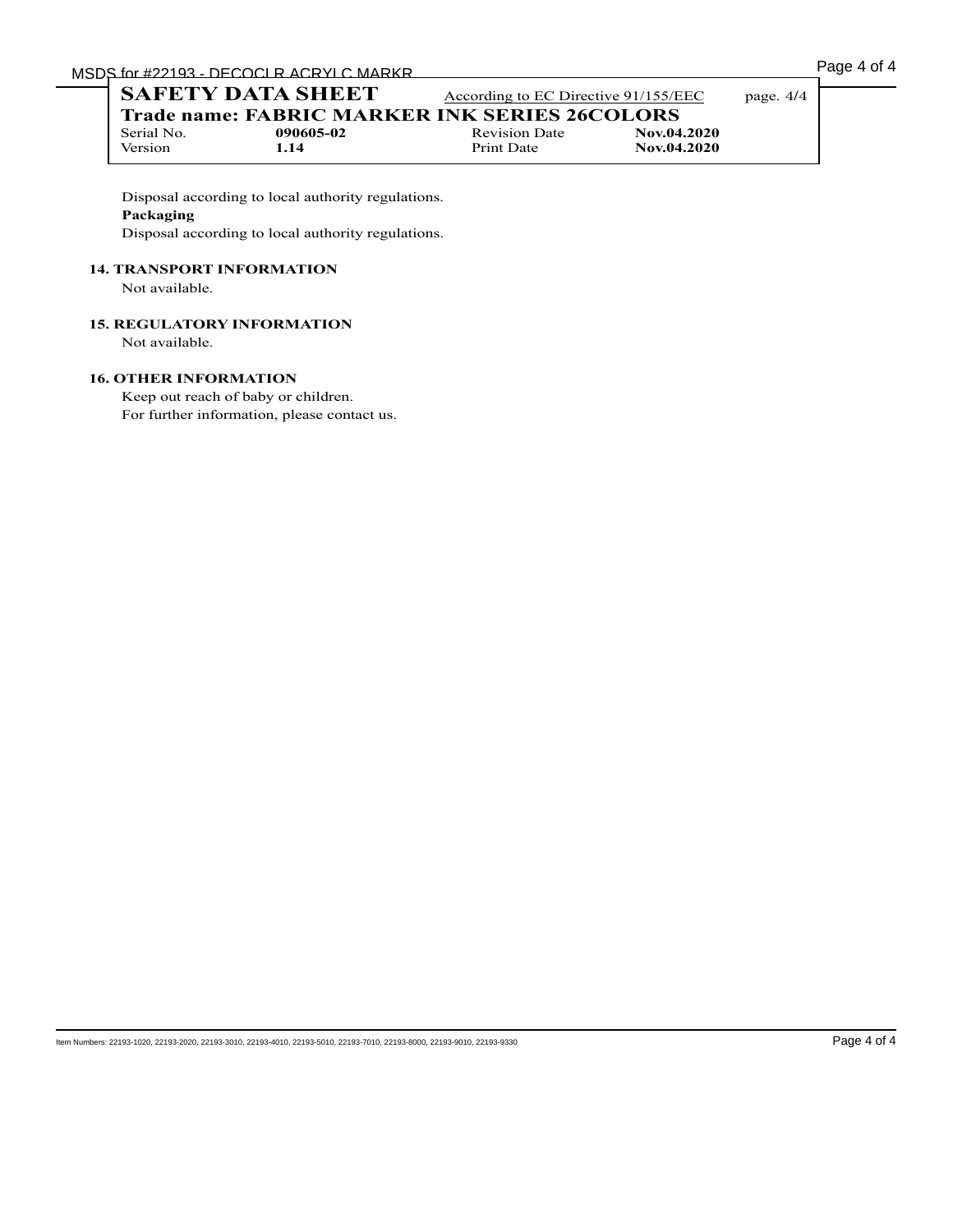Disposal according to local authority regulations.

**Packaging**

Disposal according to local authority regulations.

## 14. TRANSPORT INFORMATION

Not available.

## 15. REGULATORY INFORMATION

Not available.

## 16. OTHER INFORMATION

Keep out reach of baby or children.

For further information, please contact us.